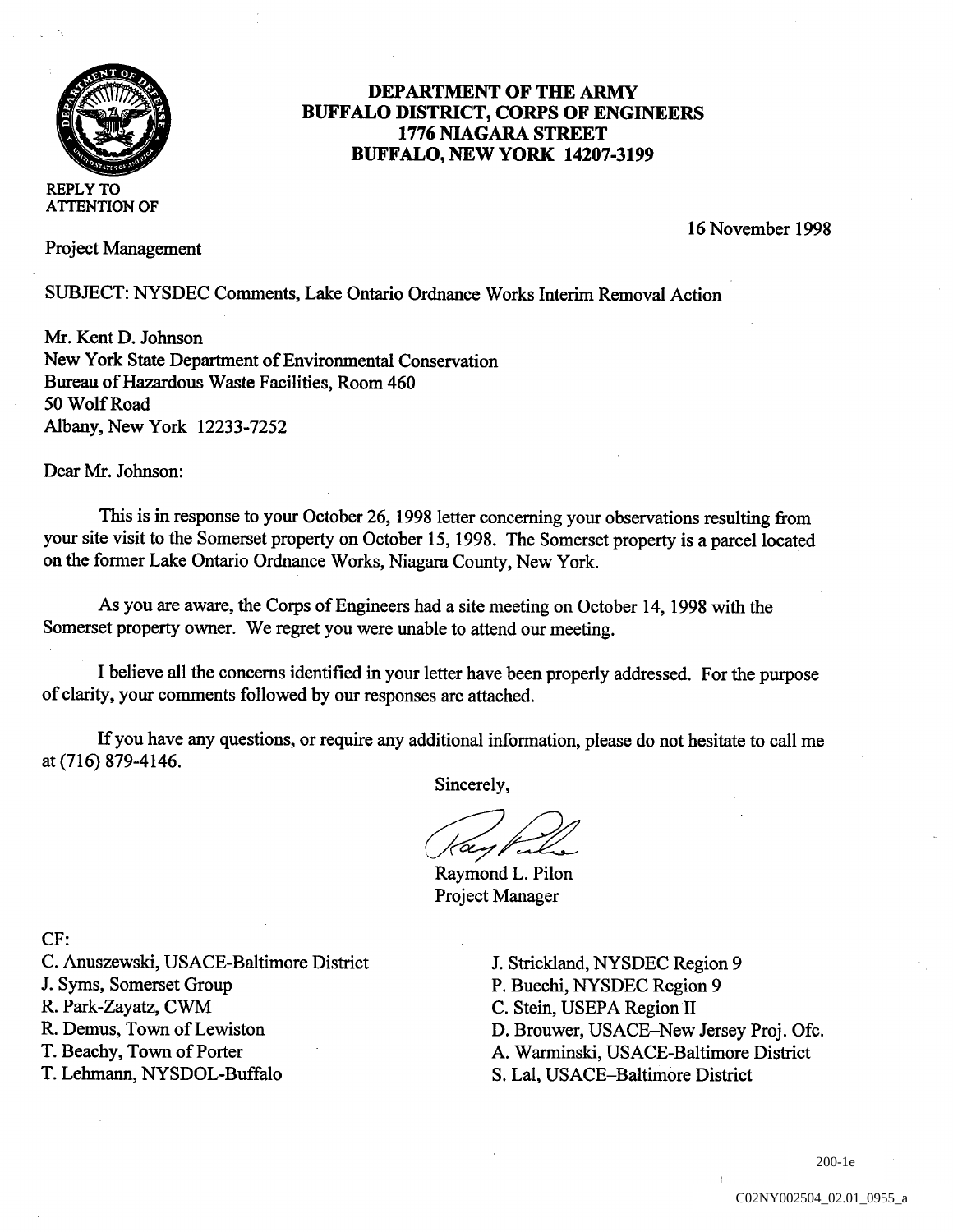# DEPARTMENT OF THE ARMY
# BUFFALO DISTRICT, CORPS OF ENGINEERS
# 1776 NIAGARA STREET
# BUFFALO, NEW YORK 14207-3199

REPLY TO
ATTENTION OF

16 November 1998

Project Management

SUBJECT: NYSDEC Comments, Lake Ontario Ordnance Works Interim Removal Action

Mr. Kent D. Johnson
New York State Department of Environmental Conservation
Bureau of Hazardous Waste Facilities, Room 460
50 Wolf Road
Albany, New York 12233-7252

Dear Mr. Johnson:

This is in response to your October 26, 1998 letter concerning your observations resulting from your site visit to the Somerset property on October 15, 1998. The Somerset property is a parcel located on the former Lake Ontario Ordnance Works, Niagara County, New York.

As you are aware, the Corps of Engineers had a site meeting on October 14, 1998 with the Somerset property owner. We regret you were unable to attend our meeting.

I believe all the concerns identified in your letter have been properly addressed. For the purpose of clarity, your comments followed by our responses are attached.

If you have any questions, or require any additional information, please do not hesitate to call me at (716) 879-4146.

Sincerely,

Raymond L. Pilon
Project Manager

CF:
C. Anuszewski, USACE-Baltimore District
J. Syms, Somerset Group
R. Park-Zayatz, CWM
R. Demus, Town of Lewiston
T. Beachy, Town of Porter
T. Lehmann, NYSDOL-Buffalo
J. Strickland, NYSDEC Region 9
P. Buechi, NYSDEC Region 9
C. Stein, USEPA Region II
D. Brouwer, USACE–New Jersey Proj. Ofc.
A. Warminski, USACE-Baltimore District
S. Lal, USACE–Baltimore District

200-1e

C02NY002504_02.01_0955_a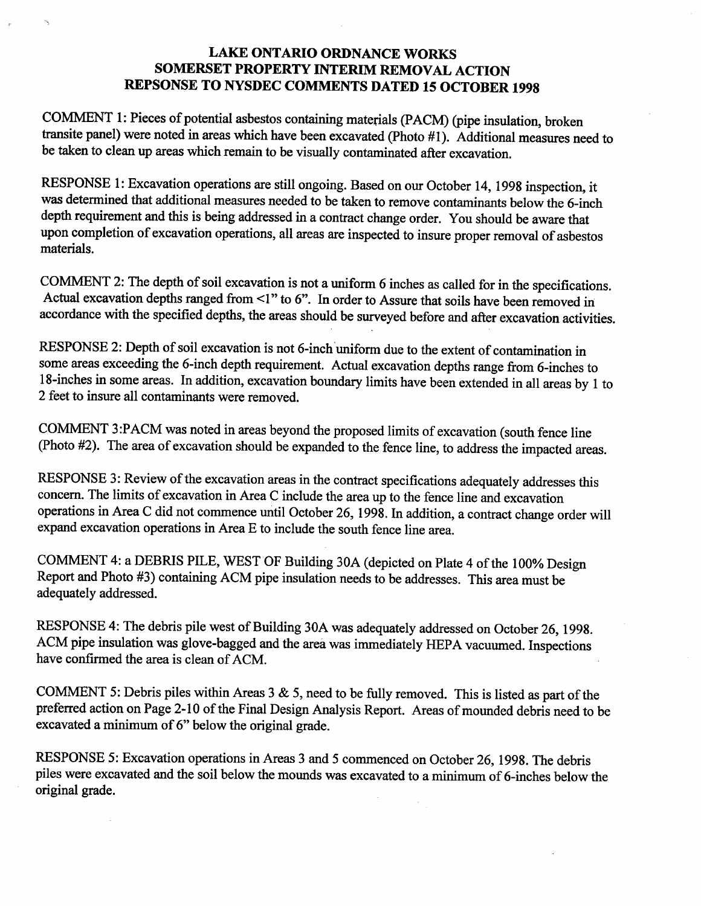# LAKE ONTARIO ORDNANCE WORKS
# SOMERSET PROPERTY INTERIM REMOVAL ACTION
# REPSONSE TO NYSDEC COMMENTS DATED 15 OCTOBER 1998

COMMENT 1: Pieces of potential asbestos containing materials (PACM) (pipe insulation, broken transite panel) were noted in areas which have been excavated (Photo #1). Additional measures need to be taken to clean up areas which remain to be visually contaminated after excavation.

RESPONSE 1: Excavation operations are still ongoing. Based on our October 14, 1998 inspection, it was determined that additional measures needed to be taken to remove contaminants below the 6-inch depth requirement and this is being addressed in a contract change order. You should be aware that upon completion of excavation operations, all areas are inspected to insure proper removal of asbestos materials.

COMMENT 2: The depth of soil excavation is not a uniform 6 inches as called for in the specifications. Actual excavation depths ranged from <1" to 6". In order to Assure that soils have been removed in accordance with the specified depths, the areas should be surveyed before and after excavation activities.

RESPONSE 2: Depth of soil excavation is not 6-inch uniform due to the extent of contamination in some areas exceeding the 6-inch depth requirement. Actual excavation depths range from 6-inches to 18-inches in some areas. In addition, excavation boundary limits have been extended in all areas by 1 to 2 feet to insure all contaminants were removed.

COMMENT 3:PACM was noted in areas beyond the proposed limits of excavation (south fence line (Photo #2). The area of excavation should be expanded to the fence line, to address the impacted areas.

RESPONSE 3: Review of the excavation areas in the contract specifications adequately addresses this concern. The limits of excavation in Area C include the area up to the fence line and excavation operations in Area C did not commence until October 26, 1998. In addition, a contract change order will expand excavation operations in Area E to include the south fence line area.

COMMENT 4: a DEBRIS PILE, WEST OF Building 30A (depicted on Plate 4 of the 100% Design Report and Photo #3) containing ACM pipe insulation needs to be addresses. This area must be adequately addressed.

RESPONSE 4: The debris pile west of Building 30A was adequately addressed on October 26, 1998. ACM pipe insulation was glove-bagged and the area was immediately HEPA vacuumed. Inspections have confirmed the area is clean of ACM.

COMMENT 5: Debris piles within Areas 3 & 5, need to be fully removed. This is listed as part of the preferred action on Page 2-10 of the Final Design Analysis Report. Areas of mounded debris need to be excavated a minimum of 6" below the original grade.

RESPONSE 5: Excavation operations in Areas 3 and 5 commenced on October 26, 1998. The debris piles were excavated and the soil below the mounds was excavated to a minimum of 6-inches below the original grade.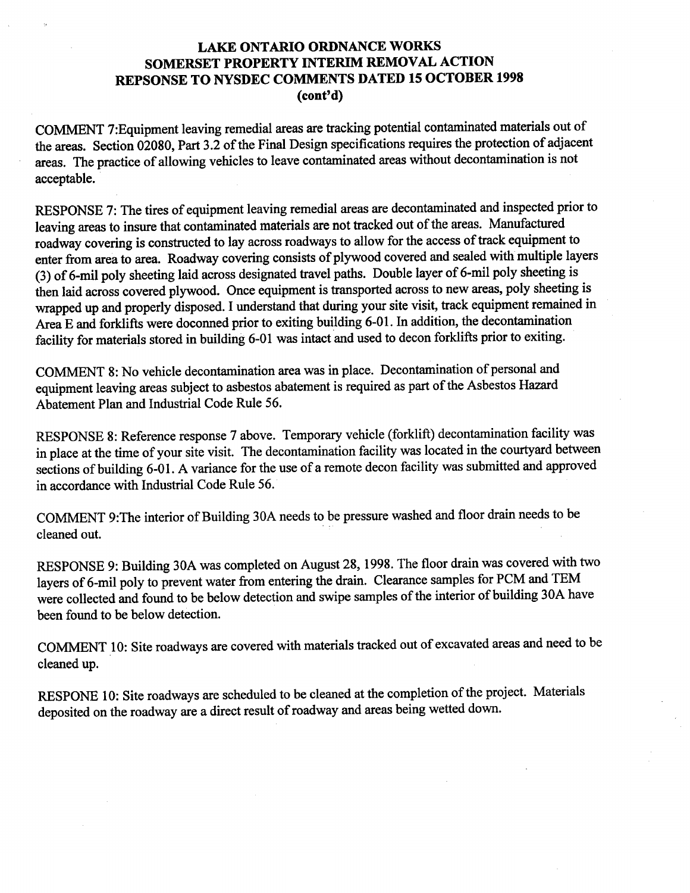# LAKE ONTARIO ORDNANCE WORKS
# SOMERSET PROPERTY INTERIM REMOVAL ACTION
# REPSONSE TO NYSDEC COMMENTS DATED 15 OCTOBER 1998
# (cont'd)

COMMENT 7:Equipment leaving remedial areas are tracking potential contaminated materials out of the areas. Section 02080, Part 3.2 of the Final Design specifications requires the protection of adjacent areas. The practice of allowing vehicles to leave contaminated areas without decontamination is not acceptable.

RESPONSE 7: The tires of equipment leaving remedial areas are decontaminated and inspected prior to leaving areas to insure that contaminated materials are not tracked out of the areas. Manufactured roadway covering is constructed to lay across roadways to allow for the access of track equipment to enter from area to area. Roadway covering consists of plywood covered and sealed with multiple layers (3) of 6-mil poly sheeting laid across designated travel paths. Double layer of 6-mil poly sheeting is then laid across covered plywood. Once equipment is transported across to new areas, poly sheeting is wrapped up and properly disposed. I understand that during your site visit, track equipment remained in Area E and forklifts were doconned prior to exiting building 6-01. In addition, the decontamination facility for materials stored in building 6-01 was intact and used to decon forklifts prior to exiting.

COMMENT 8: No vehicle decontamination area was in place. Decontamination of personal and equipment leaving areas subject to asbestos abatement is required as part of the Asbestos Hazard Abatement Plan and Industrial Code Rule 56.

RESPONSE 8: Reference response 7 above. Temporary vehicle (forklift) decontamination facility was in place at the time of your site visit. The decontamination facility was located in the courtyard between sections of building 6-01. A variance for the use of a remote decon facility was submitted and approved in accordance with Industrial Code Rule 56.

COMMENT 9:The interior of Building 30A needs to be pressure washed and floor drain needs to be cleaned out.

RESPONSE 9: Building 30A was completed on August 28, 1998. The floor drain was covered with two layers of 6-mil poly to prevent water from entering the drain. Clearance samples for PCM and TEM were collected and found to be below detection and swipe samples of the interior of building 30A have been found to be below detection.

COMMENT 10: Site roadways are covered with materials tracked out of excavated areas and need to be cleaned up.

RESPONE 10: Site roadways are scheduled to be cleaned at the completion of the project. Materials deposited on the roadway are a direct result of roadway and areas being wetted down.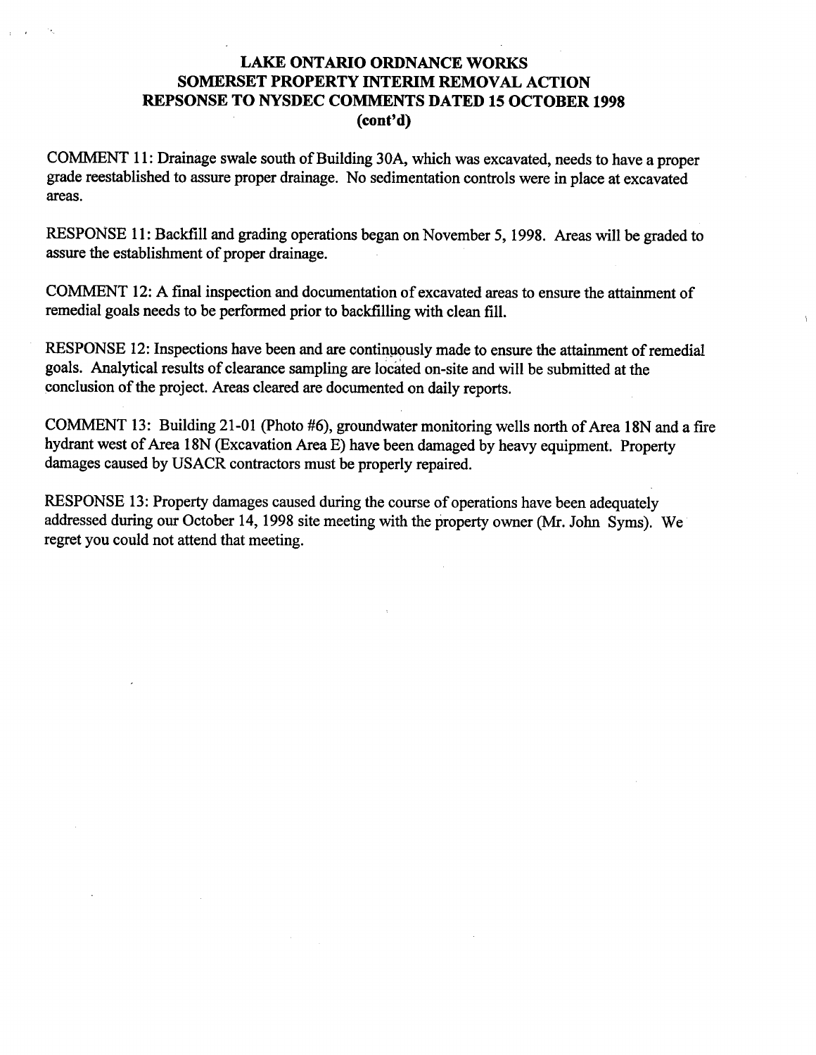# LAKE ONTARIO ORDNANCE WORKS
# SOMERSET PROPERTY INTERIM REMOVAL ACTION
# REPSONSE TO NYSDEC COMMENTS DATED 15 OCTOBER 1998
**(cont'd)**

COMMENT 11: Drainage swale south of Building 30A, which was excavated, needs to have a proper grade reestablished to assure proper drainage. No sedimentation controls were in place at excavated areas.

RESPONSE 11: Backfill and grading operations began on November 5, 1998. Areas will be graded to assure the establishment of proper drainage.

COMMENT 12: A final inspection and documentation of excavated areas to ensure the attainment of remedial goals needs to be performed prior to backfilling with clean fill.

RESPONSE 12: Inspections have been and are continuously made to ensure the attainment of remedial goals. Analytical results of clearance sampling are located on-site and will be submitted at the conclusion of the project. Areas cleared are documented on daily reports.

COMMENT 13: Building 21-01 (Photo #6), groundwater monitoring wells north of Area 18N and a fire hydrant west of Area 18N (Excavation Area E) have been damaged by heavy equipment. Property damages caused by USACR contractors must be properly repaired.

RESPONSE 13: Property damages caused during the course of operations have been adequately addressed during our October 14, 1998 site meeting with the property owner (Mr. John Syms). We regret you could not attend that meeting.